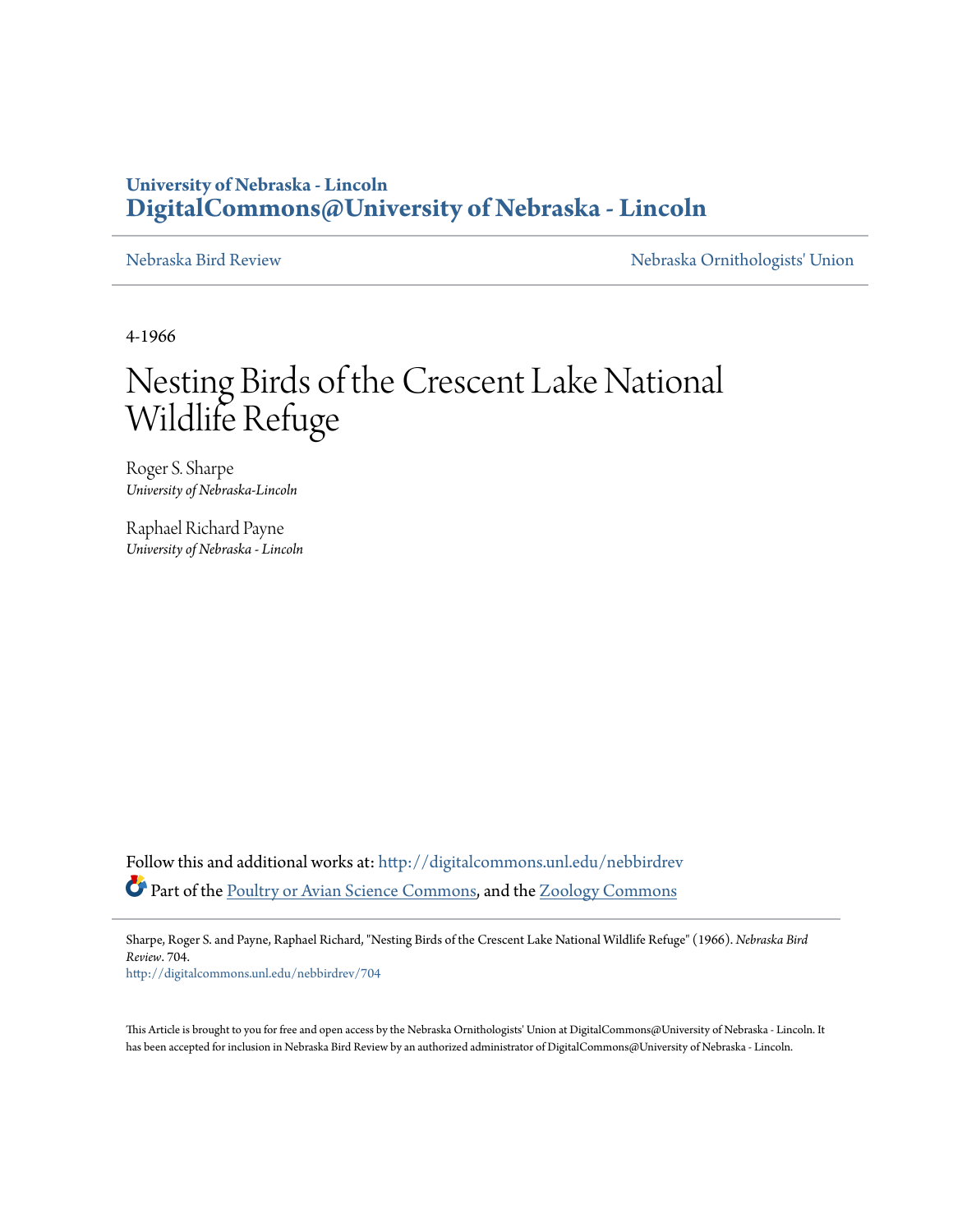University of Nebraska - Lincoln
**DigitalCommons@University of Nebraska - Lincoln**

Nebraska Bird Review | Nebraska Ornithologists' Union

4-1966

# Nesting Birds of the Crescent Lake National Wildlife Refuge

Roger S. Sharpe
*University of Nebraska-Lincoln*

Raphael Richard Payne
*University of Nebraska - Lincoln*

Follow this and additional works at: http://digitalcommons.unl.edu/nebbirdrev

Part of the Poultry or Avian Science Commons, and the Zoology Commons

Sharpe, Roger S. and Payne, Raphael Richard, "Nesting Birds of the Crescent Lake National Wildlife Refuge" (1966). *Nebraska Bird Review*. 704.
http://digitalcommons.unl.edu/nebbirdrev/704

This Article is brought to you for free and open access by the Nebraska Ornithologists' Union at DigitalCommons@University of Nebraska - Lincoln. It has been accepted for inclusion in Nebraska Bird Review by an authorized administrator of DigitalCommons@University of Nebraska - Lincoln.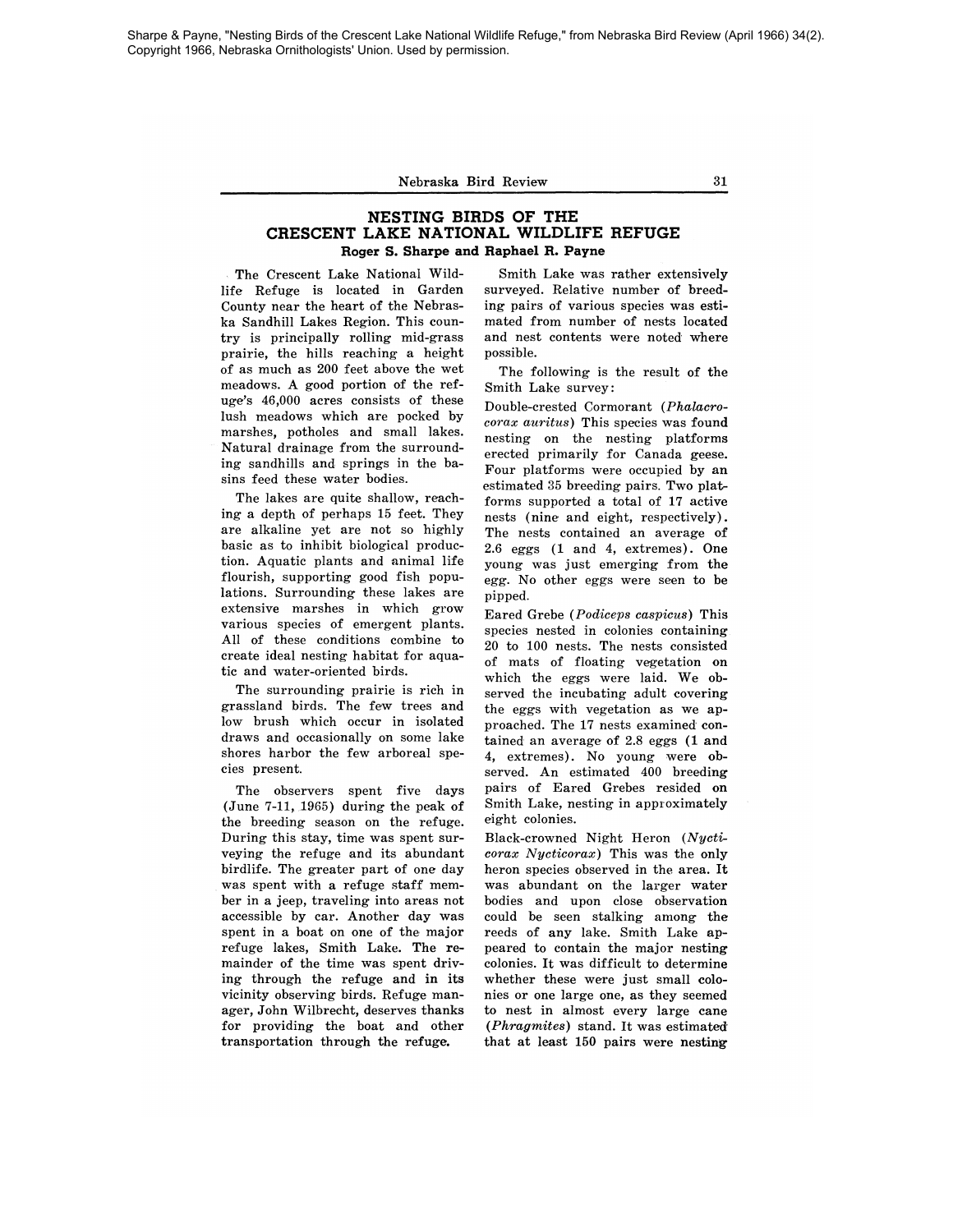Sharpe & Payne, "Nesting Birds of the Crescent Lake National Wildlife Refuge," from Nebraska Bird Review (April 1966) 34(2). Copyright 1966, Nebraska Ornithologists' Union. Used by permission.

# NESTING BIRDS OF THE CRESCENT LAKE NATIONAL WILDLIFE REFUGE

**Roger S. Sharpe and Raphael R. Payne**

The Crescent Lake National Wildlife Refuge is located in Garden County near the heart of the Nebraska Sandhill Lakes Region. This country is principally rolling mid-grass prairie, the hills reaching a height of as much as 200 feet above the wet meadows. A good portion of the refuge's 46,000 acres consists of these lush meadows which are pocked by marshes, potholes and small lakes. Natural drainage from the surrounding sandhills and springs in the basins feed these water bodies.

The lakes are quite shallow, reaching a depth of perhaps 15 feet. They are alkaline yet are not so highly basic as to inhibit biological production. Aquatic plants and animal life flourish, supporting good fish populations. Surrounding these lakes are extensive marshes in which grow various species of emergent plants. All of these conditions combine to create ideal nesting habitat for aquatic and water-oriented birds.

The surrounding prairie is rich in grassland birds. The few trees and low brush which occur in isolated draws and occasionally on some lake shores harbor the few arboreal species present.

The observers spent five days (June 7-11, 1965) during the peak of the breeding season on the refuge. During this stay, time was spent surveying the refuge and its abundant birdlife. The greater part of one day was spent with a refuge staff member in a jeep, traveling into areas not accessible by car. Another day was spent in a boat on one of the major refuge lakes, Smith Lake. The remainder of the time was spent driving through the refuge and in its vicinity observing birds. Refuge manager, John Wilbrecht, deserves thanks for providing the boat and other transportation through the refuge.

Smith Lake was rather extensively surveyed. Relative number of breeding pairs of various species was estimated from number of nests located and nest contents were noted where possible.

The following is the result of the Smith Lake survey:

Double-crested Cormorant (*Phalacrocorax auritus*) This species was found nesting on the nesting platforms erected primarily for Canada geese. Four platforms were occupied by an estimated 35 breeding pairs. Two platforms supported a total of 17 active nests (nine and eight, respectively). The nests contained an average of 2.6 eggs (1 and 4, extremes). One young was just emerging from the egg. No other eggs were seen to be pipped.

Eared Grebe (*Podiceps caspicus*) This species nested in colonies containing 20 to 100 nests. The nests consisted of mats of floating vegetation on which the eggs were laid. We observed the incubating adult covering the eggs with vegetation as we approached. The 17 nests examined contained an average of 2.8 eggs (1 and 4, extremes). No young were observed. An estimated 400 breeding pairs of Eared Grebes resided on Smith Lake, nesting in approximately eight colonies.

Black-crowned Night Heron (*Nycticorax Nycticorax*) This was the only heron species observed in the area. It was abundant on the larger water bodies and upon close observation could be seen stalking among the reeds of any lake. Smith Lake appeared to contain the major nesting colonies. It was difficult to determine whether these were just small colonies or one large one, as they seemed to nest in almost every large cane (*Phragmites*) stand. It was estimated that at least 150 pairs were nesting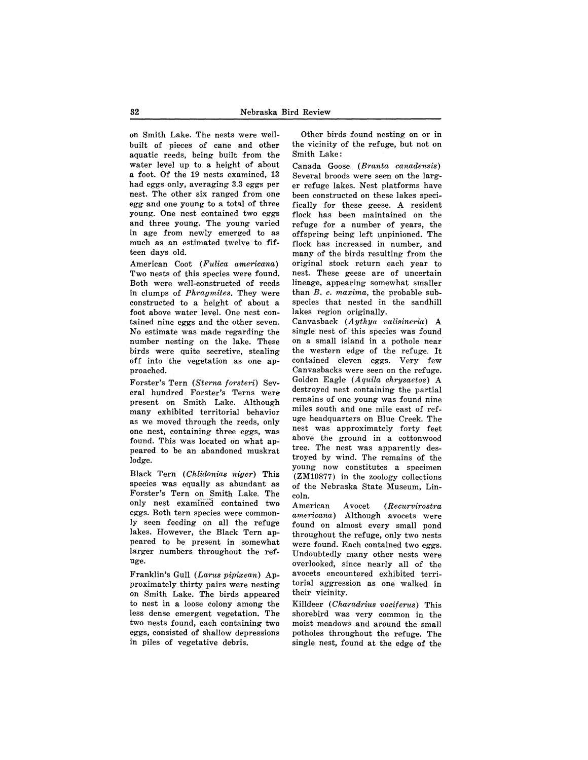on Smith Lake. The nests were well-built of pieces of cane and other aquatic reeds, being built from the water level up to a height of about a foot. Of the 19 nests examined, 13 had eggs only, averaging 3.3 eggs per nest. The other six ranged from one egg and one young to a total of three young. One nest contained two eggs and three young. The young varied in age from newly emerged to as much as an estimated twelve to fifteen days old.

American Coot (*Fulica americana*) Two nests of this species were found. Both were well-constructed of reeds in clumps of *Phragmites*. They were constructed to a height of about a foot above water level. One nest contained nine eggs and the other seven. No estimate was made regarding the number nesting on the lake. These birds were quite secretive, stealing off into the vegetation as one approached.

Forster's Tern (*Sterna forsteri*) Several hundred Forster's Terns were present on Smith Lake. Although many exhibited territorial behavior as we moved through the reeds, only one nest, containing three eggs, was found. This was located on what appeared to be an abandoned muskrat lodge.

Black Tern (*Chlidonias niger*) This species was equally as abundant as Forster's Tern on Smith Lake. The only nest examined contained two eggs. Both tern species were commonly seen feeding on all the refuge lakes. However, the Black Tern appeared to be present in somewhat larger numbers throughout the refuge.

Franklin's Gull (*Larus pipixean*) Approximately thirty pairs were nesting on Smith Lake. The birds appeared to nest in a loose colony among the less dense emergent vegetation. The two nests found, each containing two eggs, consisted of shallow depressions in piles of vegetative debris.

Other birds found nesting on or in the vicinity of the refuge, but not on Smith Lake:

Canada Goose (*Branta canadensis*) Several broods were seen on the larger refuge lakes. Nest platforms have been constructed on these lakes specifically for these geese. A resident flock has been maintained on the refuge for a number of years, the offspring being left unpinioned. The flock has increased in number, and many of the birds resulting from the original stock return each year to nest. These geese are of uncertain lineage, appearing somewhat smaller than *B. c. maxima*, the probable subspecies that nested in the sandhill lakes region originally.

Canvasback (*Aythya valisineria*) A single nest of this species was found on a small island in a pothole near the western edge of the refuge. It contained eleven eggs. Very few Canvasbacks were seen on the refuge.

Golden Eagle (*Aquila chrysaetos*) A destroyed nest containing the partial remains of one young was found nine miles south and one mile east of refuge headquarters on Blue Creek. The nest was approximately forty feet above the ground in a cottonwood tree. The nest was apparently destroyed by wind. The remains of the young now constitutes a specimen (ZM10877) in the zoology collections of the Nebraska State Museum, Lincoln.

American Avocet (*Recurvirostra americana*) Although avocets were found on almost every small pond throughout the refuge, only two nests were found. Each contained two eggs. Undoubtedly many other nests were overlooked, since nearly all of the avocets encountered exhibited territorial aggression as one walked in their vicinity.

Killdeer (*Charadrius vociferus*) This shorebird was very common in the moist meadows and around the small potholes throughout the refuge. The single nest, found at the edge of the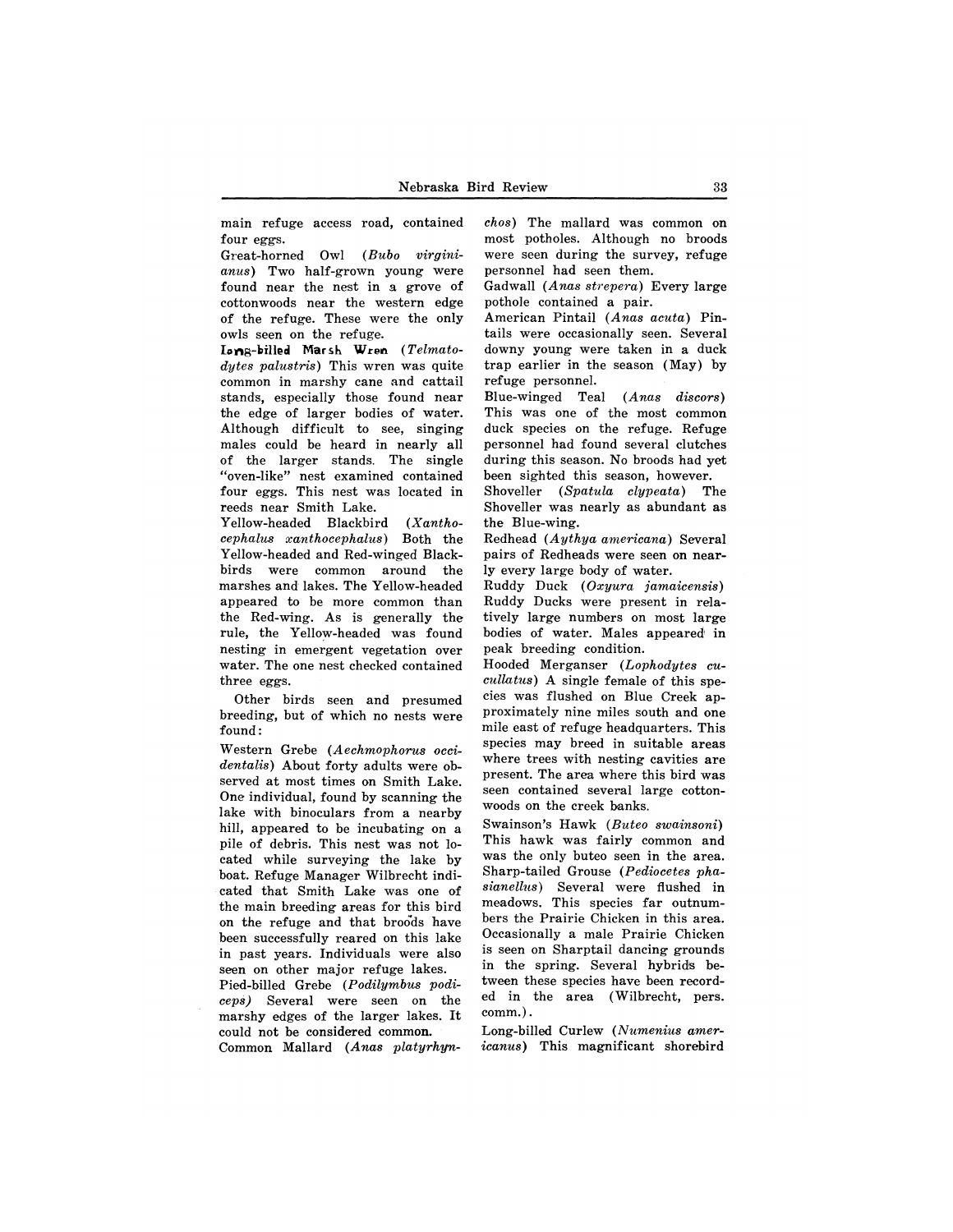main refuge access road, contained four eggs.

Great-horned Owl (*Bubo virginianus*) Two half-grown young were found near the nest in a grove of cottonwoods near the western edge of the refuge. These were the only owls seen on the refuge.

Long-billed Marsh Wren (*Telmatodytes palustris*) This wren was quite common in marshy cane and cattail stands, especially those found near the edge of larger bodies of water. Although difficult to see, singing males could be heard in nearly all of the larger stands. The single "oven-like" nest examined contained four eggs. This nest was located in reeds near Smith Lake.

Yellow-headed Blackbird (*Xanthocephalus xanthocephalus*) Both the Yellow-headed and Red-winged Blackbirds were common around the marshes and lakes. The Yellow-headed appeared to be more common than the Red-wing. As is generally the rule, the Yellow-headed was found nesting in emergent vegetation over water. The one nest checked contained three eggs.

Other birds seen and presumed breeding, but of which no nests were found:

Western Grebe (*Aechmophorus occidentalis*) About forty adults were observed at most times on Smith Lake. One individual, found by scanning the lake with binoculars from a nearby hill, appeared to be incubating on a pile of debris. This nest was not located while surveying the lake by boat. Refuge Manager Wilbrecht indicated that Smith Lake was one of the main breeding areas for this bird on the refuge and that broods have been successfully reared on this lake in past years. Individuals were also seen on other major refuge lakes.

Pied-billed Grebe (*Podilymbus podiceps*) Several were seen on the marshy edges of the larger lakes. It could not be considered common.

Common Mallard (*Anas platyrhynchos*) The mallard was common on most potholes. Although no broods were seen during the survey, refuge personnel had seen them.

Gadwall (*Anas strepera*) Every large pothole contained a pair.

American Pintail (*Anas acuta*) Pintails were occasionally seen. Several downy young were taken in a duck trap earlier in the season (May) by refuge personnel.

Blue-winged Teal (*Anas discors*) This was one of the most common duck species on the refuge. Refuge personnel had found several clutches during this season. No broods had yet been sighted this season, however.

Shoveller (*Spatula clypeata*) The Shoveller was nearly as abundant as the Blue-wing.

Redhead (*Aythya americana*) Several pairs of Redheads were seen on nearly every large body of water.

Ruddy Duck (*Oxyura jamaicensis*) Ruddy Ducks were present in relatively large numbers on most large bodies of water. Males appeared in peak breeding condition.

Hooded Merganser (*Lophodytes cucullatus*) A single female of this species was flushed on Blue Creek approximately nine miles south and one mile east of refuge headquarters. This species may breed in suitable areas where trees with nesting cavities are present. The area where this bird was seen contained several large cottonwoods on the creek banks.

Swainson's Hawk (*Buteo swainsoni*) This hawk was fairly common and was the only buteo seen in the area.

Sharp-tailed Grouse (*Pediocetes phasianellus*) Several were flushed in meadows. This species far outnumbers the Prairie Chicken in this area. Occasionally a male Prairie Chicken is seen on Sharptail dancing grounds in the spring. Several hybrids between these species have been recorded in the area (Wilbrecht, pers. comm.).

Long-billed Curlew (*Numenius americanus*) This magnificant shorebird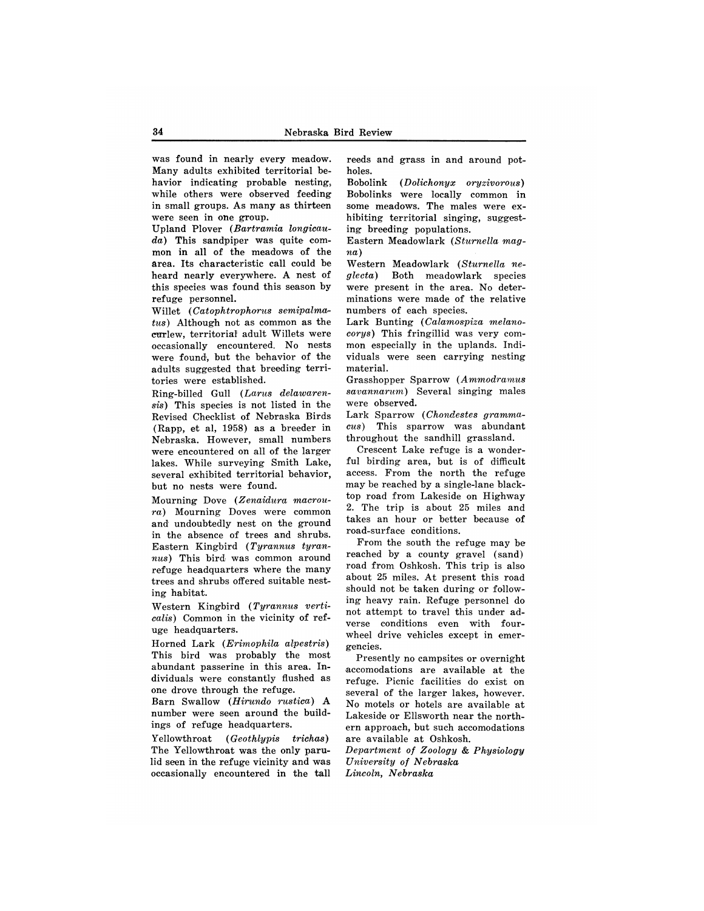was found in nearly every meadow. Many adults exhibited territorial behavior indicating probable nesting, while others were observed feeding in small groups. As many as thirteen were seen in one group.

Upland Plover (*Bartramia longicauda*) This sandpiper was quite common in all of the meadows of the area. Its characteristic call could be heard nearly everywhere. A nest of this species was found this season by refuge personnel.

Willet (*Catophtrophorus semipalmatus*) Although not as common as the curlew, territorial adult Willets were occasionally encountered. No nests were found, but the behavior of the adults suggested that breeding territories were established.

Ring-billed Gull (*Larus delawarensis*) This species is not listed in the Revised Checklist of Nebraska Birds (Rapp, et al, 1958) as a breeder in Nebraska. However, small numbers were encountered on all of the larger lakes. While surveying Smith Lake, several exhibited territorial behavior, but no nests were found.

Mourning Dove (*Zenaidura macroura*) Mourning Doves were common and undoubtedly nest on the ground in the absence of trees and shrubs.

Eastern Kingbird (*Tyrannus tyrannus*) This bird was common around refuge headquarters where the many trees and shrubs offered suitable nesting habitat.

Western Kingbird (*Tyrannus verticalis*) Common in the vicinity of refuge headquarters.

Horned Lark (*Erimophila alpestris*) This bird was probably the most abundant passerine in this area. Individuals were constantly flushed as one drove through the refuge.

Barn Swallow (*Hirundo rustica*) A number were seen around the buildings of refuge headquarters.

Yellowthroat (*Geothlypis trichas*) The Yellowthroat was the only parulid seen in the refuge vicinity and was occasionally encountered in the tall reeds and grass in and around potholes.

Bobolink (*Dolichonyx oryzivorous*) Bobolinks were locally common in some meadows. The males were exhibiting territorial singing, suggesting breeding populations.

Eastern Meadowlark (*Sturnella magna*)

Western Meadowlark (*Sturnella neglecta*) Both meadowlark species were present in the area. No determinations were made of the relative numbers of each species.

Lark Bunting (*Calamospiza melanocorys*) This fringillid was very common especially in the uplands. Individuals were seen carrying nesting material.

Grasshopper Sparrow (*Ammodramus savannarum*) Several singing males were observed.

Lark Sparrow (*Chondestes grammacus*) This sparrow was abundant throughout the sandhill grassland.

Crescent Lake refuge is a wonderful birding area, but is of difficult access. From the north the refuge may be reached by a single-lane blacktop road from Lakeside on Highway 2. The trip is about 25 miles and takes an hour or better because of road-surface conditions.

From the south the refuge may be reached by a county gravel (sand) road from Oshkosh. This trip is also about 25 miles. At present this road should not be taken during or following heavy rain. Refuge personnel do not attempt to travel this under adverse conditions even with four-wheel drive vehicles except in emergencies.

Presently no campsites or overnight accomodations are available at the refuge. Picnic facilities do exist on several of the larger lakes, however. No motels or hotels are available at Lakeside or Ellsworth near the northern approach, but such accomodations are available at Oshkosh.

*Department of Zoology & Physiology*
*University of Nebraska*
*Lincoln, Nebraska*